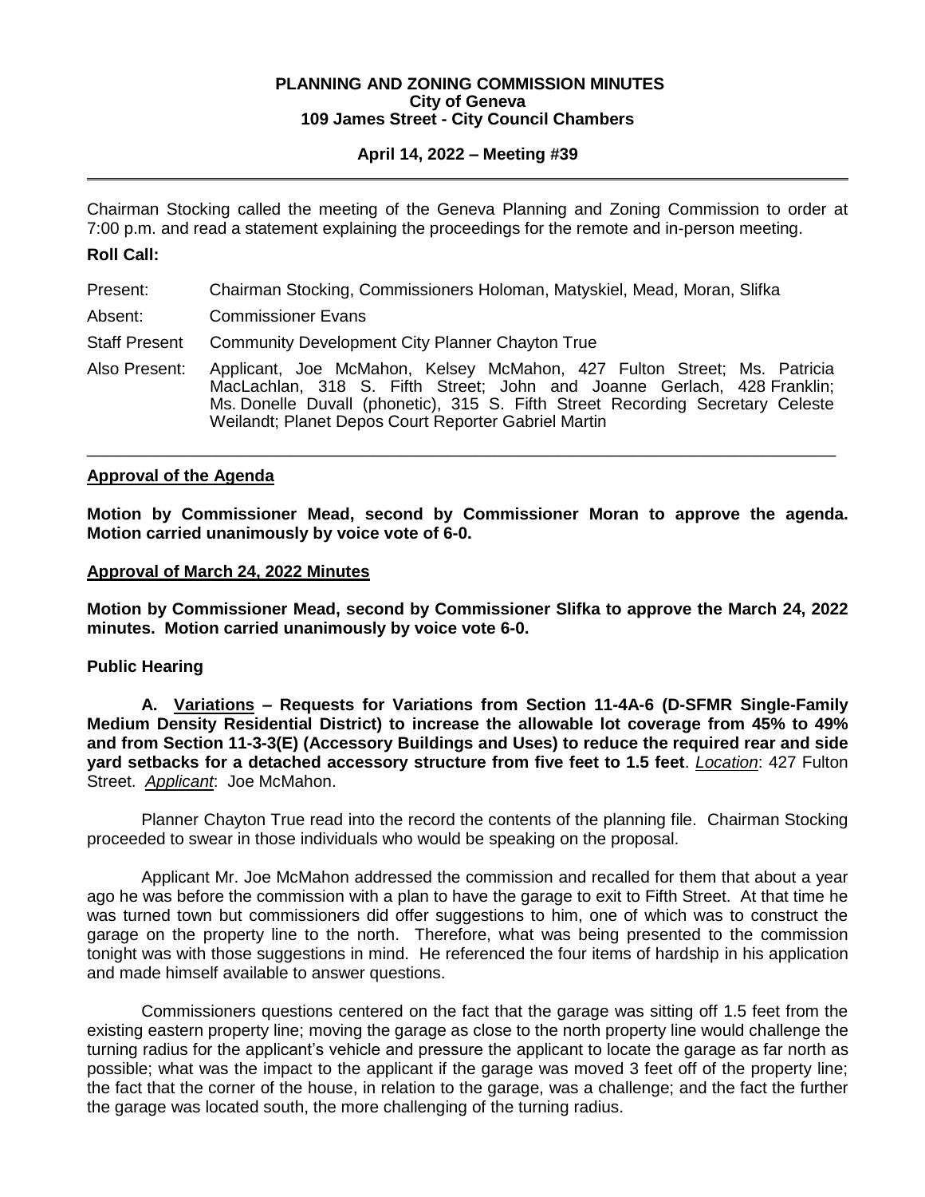**PLANNING AND ZONING COMMISSION MINUTES**
**City of Geneva**
**109 James Street - City Council Chambers**

**April 14, 2022 – Meeting #39**

---

Chairman Stocking called the meeting of the Geneva Planning and Zoning Commission to order at 7:00 p.m. and read a statement explaining the proceedings for the remote and in-person meeting.

**Roll Call:**

Present: Chairman Stocking, Commissioners Holoman, Matyskiel, Mead, Moran, Slifka

Absent: Commissioner Evans

Staff Present Community Development City Planner Chayton True

Also Present: Applicant, Joe McMahon, Kelsey McMahon, 427 Fulton Street; Ms. Patricia MacLachlan, 318 S. Fifth Street; John and Joanne Gerlach, 428 Franklin; Ms. Donelle Duvall (phonetic), 315 S. Fifth Street Recording Secretary Celeste Weilandt; Planet Depos Court Reporter Gabriel Martin

---

**Approval of the Agenda**

**Motion by Commissioner Mead, second by Commissioner Moran to approve the agenda. Motion carried unanimously by voice vote of 6-0.**

**Approval of March 24, 2022 Minutes**

**Motion by Commissioner Mead, second by Commissioner Slifka to approve the March 24, 2022 minutes. Motion carried unanimously by voice vote 6-0.**

**Public Hearing**

**A. Variations – Requests for Variations from Section 11-4A-6 (D-SFMR Single-Family Medium Density Residential District) to increase the allowable lot coverage from 45% to 49% and from Section 11-3-3(E) (Accessory Buildings and Uses) to reduce the required rear and side yard setbacks for a detached accessory structure from five feet to 1.5 feet**. *Location*: 427 Fulton Street. *Applicant*: Joe McMahon.

Planner Chayton True read into the record the contents of the planning file. Chairman Stocking proceeded to swear in those individuals who would be speaking on the proposal.

Applicant Mr. Joe McMahon addressed the commission and recalled for them that about a year ago he was before the commission with a plan to have the garage to exit to Fifth Street. At that time he was turned town but commissioners did offer suggestions to him, one of which was to construct the garage on the property line to the north. Therefore, what was being presented to the commission tonight was with those suggestions in mind. He referenced the four items of hardship in his application and made himself available to answer questions.

Commissioners questions centered on the fact that the garage was sitting off 1.5 feet from the existing eastern property line; moving the garage as close to the north property line would challenge the turning radius for the applicant's vehicle and pressure the applicant to locate the garage as far north as possible; what was the impact to the applicant if the garage was moved 3 feet off of the property line; the fact that the corner of the house, in relation to the garage, was a challenge; and the fact the further the garage was located south, the more challenging of the turning radius.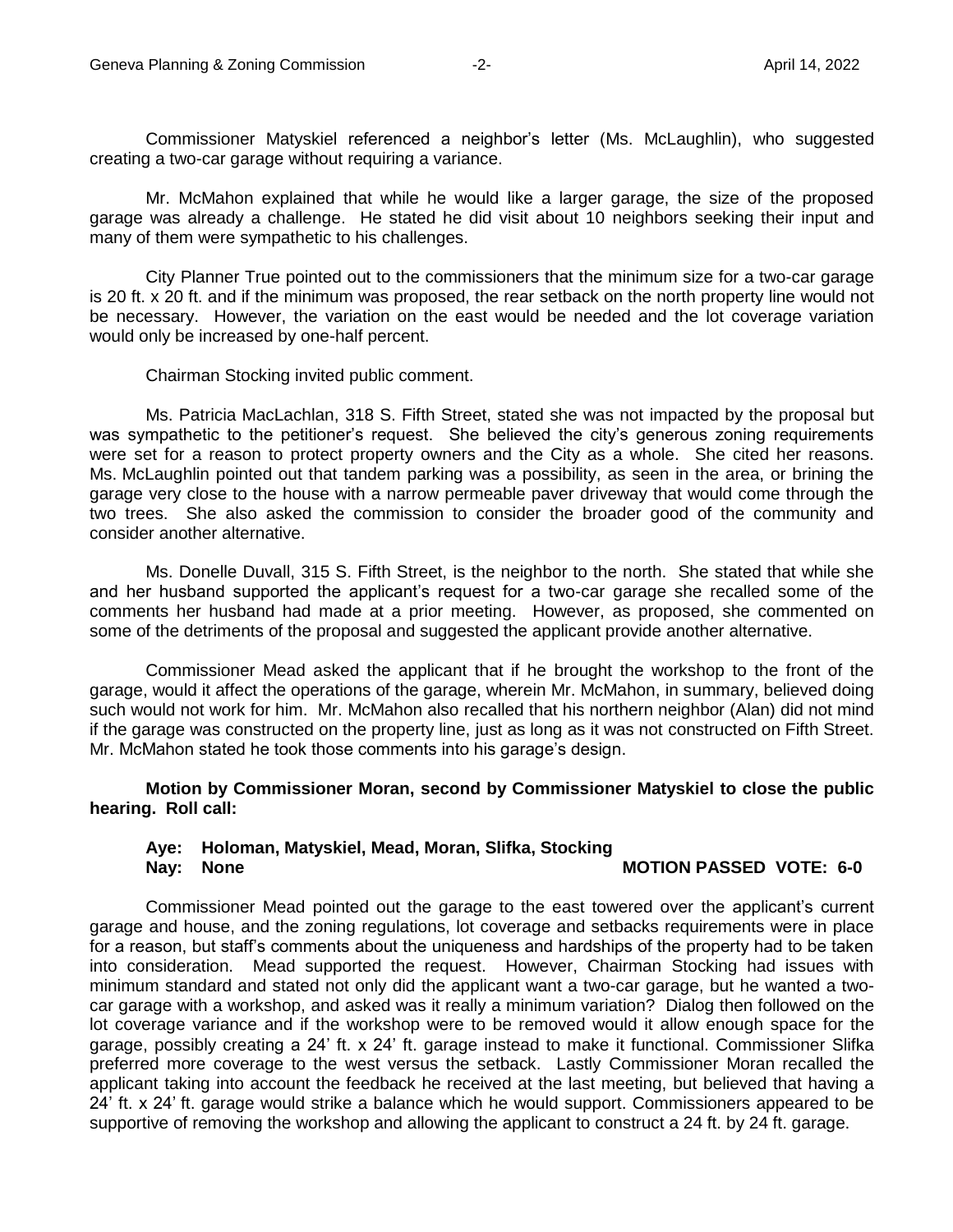Commissioner Matyskiel referenced a neighbor's letter (Ms. McLaughlin), who suggested creating a two-car garage without requiring a variance.

Mr. McMahon explained that while he would like a larger garage, the size of the proposed garage was already a challenge. He stated he did visit about 10 neighbors seeking their input and many of them were sympathetic to his challenges.

City Planner True pointed out to the commissioners that the minimum size for a two-car garage is 20 ft. x 20 ft. and if the minimum was proposed, the rear setback on the north property line would not be necessary. However, the variation on the east would be needed and the lot coverage variation would only be increased by one-half percent.

Chairman Stocking invited public comment.

Ms. Patricia MacLachlan, 318 S. Fifth Street, stated she was not impacted by the proposal but was sympathetic to the petitioner's request. She believed the city's generous zoning requirements were set for a reason to protect property owners and the City as a whole. She cited her reasons. Ms. McLaughlin pointed out that tandem parking was a possibility, as seen in the area, or brining the garage very close to the house with a narrow permeable paver driveway that would come through the two trees. She also asked the commission to consider the broader good of the community and consider another alternative.

Ms. Donelle Duvall, 315 S. Fifth Street, is the neighbor to the north. She stated that while she and her husband supported the applicant's request for a two-car garage she recalled some of the comments her husband had made at a prior meeting. However, as proposed, she commented on some of the detriments of the proposal and suggested the applicant provide another alternative.

Commissioner Mead asked the applicant that if he brought the workshop to the front of the garage, would it affect the operations of the garage, wherein Mr. McMahon, in summary, believed doing such would not work for him. Mr. McMahon also recalled that his northern neighbor (Alan) did not mind if the garage was constructed on the property line, just as long as it was not constructed on Fifth Street. Mr. McMahon stated he took those comments into his garage's design.

**Motion by Commissioner Moran, second by Commissioner Matyskiel to close the public hearing. Roll call:**

**Aye: Holoman, Matyskiel, Mead, Moran, Slifka, Stocking**
**Nay: None** **MOTION PASSED VOTE: 6-0**

Commissioner Mead pointed out the garage to the east towered over the applicant's current garage and house, and the zoning regulations, lot coverage and setbacks requirements were in place for a reason, but staff's comments about the uniqueness and hardships of the property had to be taken into consideration. Mead supported the request. However, Chairman Stocking had issues with minimum standard and stated not only did the applicant want a two-car garage, but he wanted a two-car garage with a workshop, and asked was it really a minimum variation? Dialog then followed on the lot coverage variance and if the workshop were to be removed would it allow enough space for the garage, possibly creating a 24' ft. x 24' ft. garage instead to make it functional. Commissioner Slifka preferred more coverage to the west versus the setback. Lastly Commissioner Moran recalled the applicant taking into account the feedback he received at the last meeting, but believed that having a 24' ft. x 24' ft. garage would strike a balance which he would support. Commissioners appeared to be supportive of removing the workshop and allowing the applicant to construct a 24 ft. by 24 ft. garage.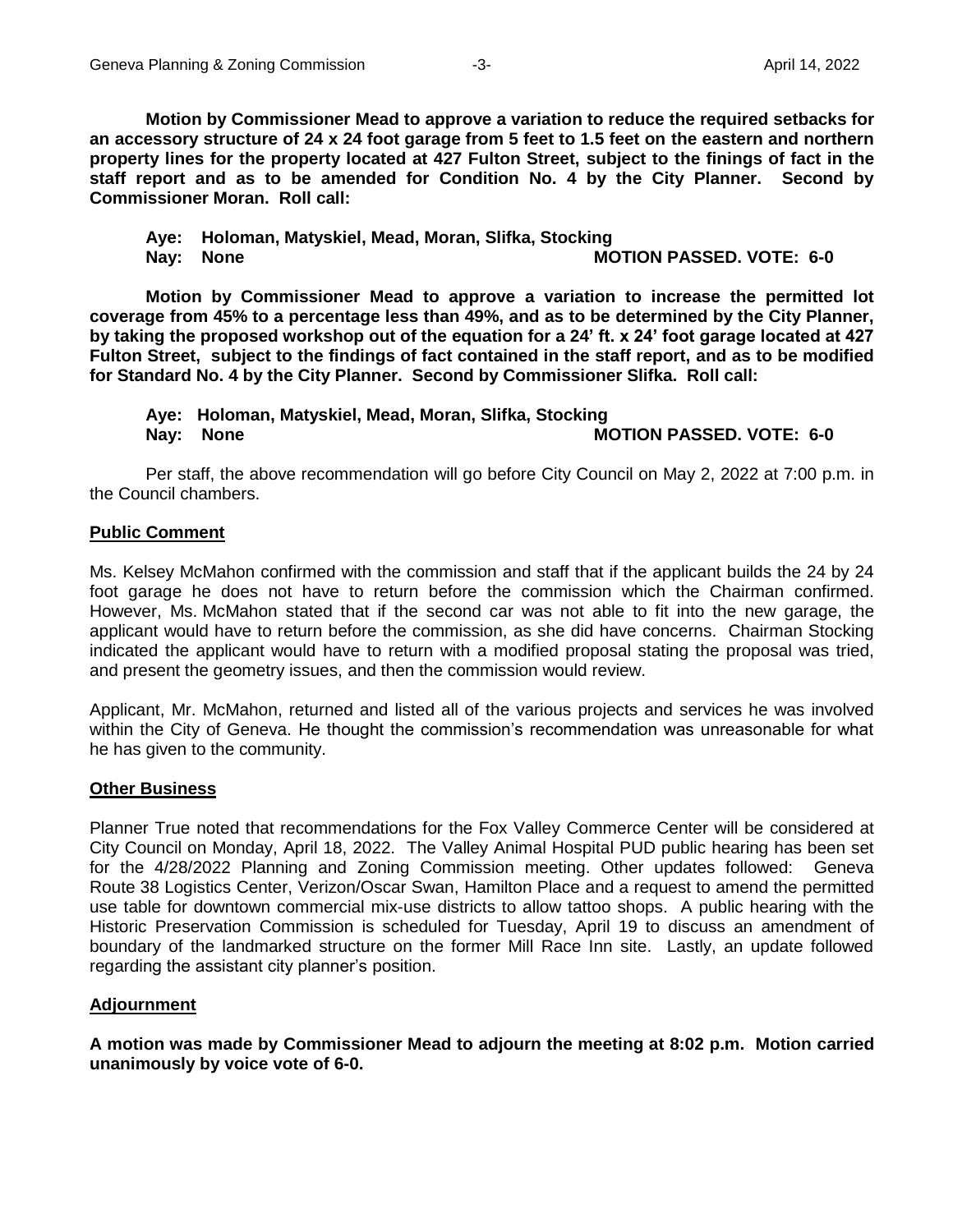**Motion by Commissioner Mead to approve a variation to reduce the required setbacks for an accessory structure of 24 x 24 foot garage from 5 feet to 1.5 feet on the eastern and northern property lines for the property located at 427 Fulton Street, subject to the finings of fact in the staff report and as to be amended for Condition No. 4 by the City Planner. Second by Commissioner Moran. Roll call:**

**Aye: Holoman, Matyskiel, Mead, Moran, Slifka, Stocking**
**Nay: None** **MOTION PASSED. VOTE: 6-0**

**Motion by Commissioner Mead to approve a variation to increase the permitted lot coverage from 45% to a percentage less than 49%, and as to be determined by the City Planner, by taking the proposed workshop out of the equation for a 24' ft. x 24' foot garage located at 427 Fulton Street, subject to the findings of fact contained in the staff report, and as to be modified for Standard No. 4 by the City Planner. Second by Commissioner Slifka. Roll call:**

**Aye: Holoman, Matyskiel, Mead, Moran, Slifka, Stocking**
**Nay: None** **MOTION PASSED. VOTE: 6-0**

Per staff, the above recommendation will go before City Council on May 2, 2022 at 7:00 p.m. in the Council chambers.

## Public Comment

Ms. Kelsey McMahon confirmed with the commission and staff that if the applicant builds the 24 by 24 foot garage he does not have to return before the commission which the Chairman confirmed. However, Ms. McMahon stated that if the second car was not able to fit into the new garage, the applicant would have to return before the commission, as she did have concerns. Chairman Stocking indicated the applicant would have to return with a modified proposal stating the proposal was tried, and present the geometry issues, and then the commission would review.

Applicant, Mr. McMahon, returned and listed all of the various projects and services he was involved within the City of Geneva. He thought the commission's recommendation was unreasonable for what he has given to the community.

## Other Business

Planner True noted that recommendations for the Fox Valley Commerce Center will be considered at City Council on Monday, April 18, 2022. The Valley Animal Hospital PUD public hearing has been set for the 4/28/2022 Planning and Zoning Commission meeting. Other updates followed: Geneva Route 38 Logistics Center, Verizon/Oscar Swan, Hamilton Place and a request to amend the permitted use table for downtown commercial mix-use districts to allow tattoo shops. A public hearing with the Historic Preservation Commission is scheduled for Tuesday, April 19 to discuss an amendment of boundary of the landmarked structure on the former Mill Race Inn site. Lastly, an update followed regarding the assistant city planner's position.

## Adjournment

**A motion was made by Commissioner Mead to adjourn the meeting at 8:02 p.m. Motion carried unanimously by voice vote of 6-0.**